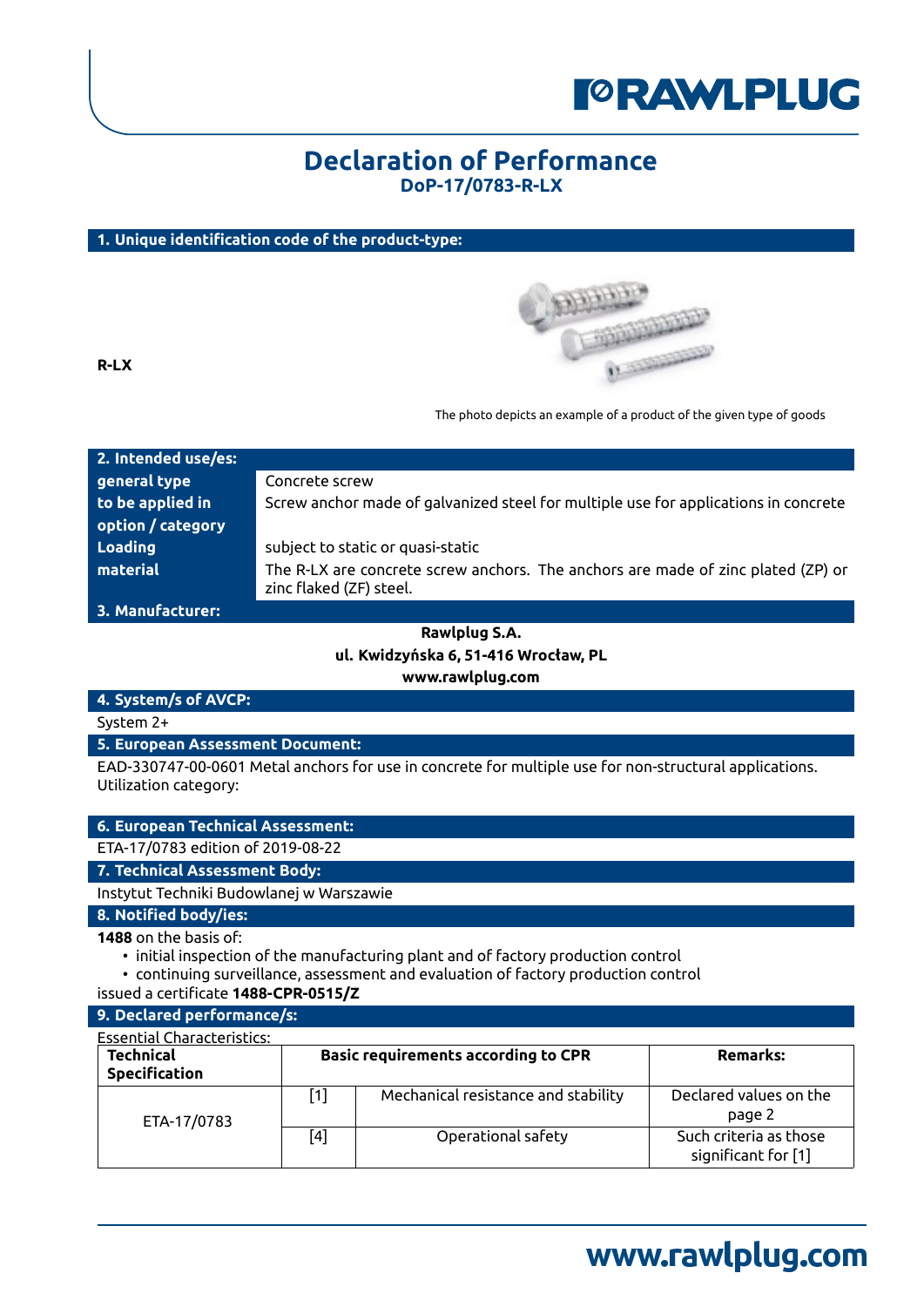# Declaration of Performance

**DoP-17/0783-R-LX**

## 1. Unique identification code of the product-type:

**R-LX**

The photo depicts an example of a product of the given type of goods

## 2. Intended use/es:

| | |
|---|---|
| **general type** | Concrete screw |
| **to be applied in** | Screw anchor made of galvanized steel for multiple use for applications in concrete |
| **option / category** | |
| **Loading** | subject to static or quasi-static |
| **material** | The R-LX are concrete screw anchors. The anchors are made of zinc plated (ZP) or zinc flaked (ZF) steel. |

## 3. Manufacturer:

**Rawlplug S.A.**
**ul. Kwidzyńska 6, 51-416 Wrocław, PL**
**www.rawlplug.com**

## 4. System/s of AVCP:

System 2+

## 5. European Assessment Document:

EAD-330747-00-0601 Metal anchors for use in concrete for multiple use for non-structural applications.
Utilization category:

## 6. European Technical Assessment:

ETA-17/0783 edition of 2019-08-22

## 7. Technical Assessment Body:

Instytut Techniki Budowlanej w Warszawie

## 8. Notified body/ies:

**1488** on the basis of:

- initial inspection of the manufacturing plant and of factory production control
- continuing surveillance, assessment and evaluation of factory production control

issued a certificate **1488-CPR-0515/Z**

## 9. Declared performance/s:

Essential Characteristics:

| Technical Specification | Basic requirements according to CPR | | Remarks: |
|---|---|---|---|
| ETA-17/0783 | [1] | Mechanical resistance and stability | Declared values on the page 2 |
| | [4] | Operational safety | Such criteria as those significant for [1] |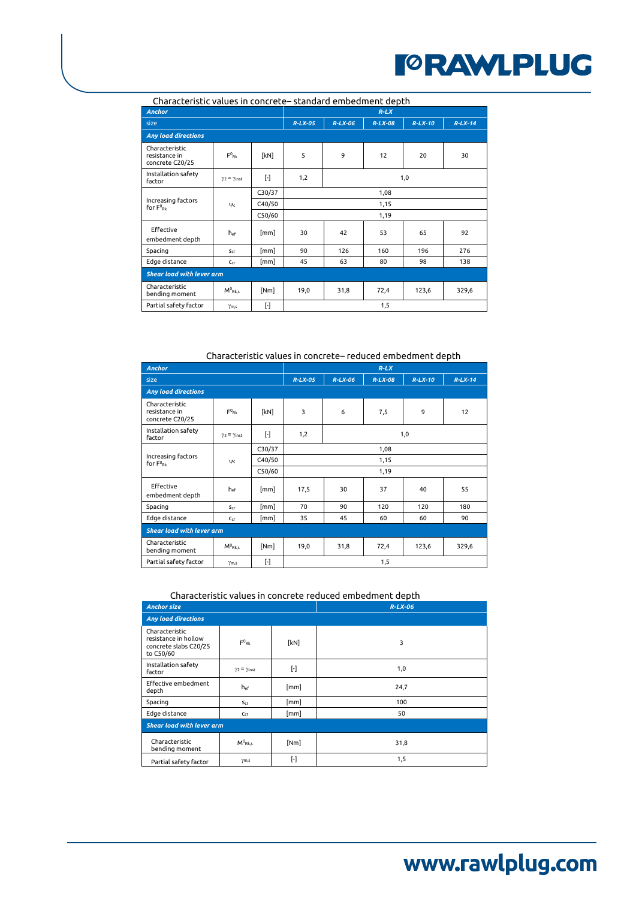## Characteristic values in concrete– standard embedment depth

| Anchor | | | R-LX | | | | |
|---|---|---|---|---|---|---|---|
| size | | | R-LX-05 | R-LX-06 | R-LX-08 | R-LX-10 | R-LX-14 |
| ***Any load directions*** | | | | | | | |
| Characteristic resistance in concrete C20/25 | $F^0_{Rk}$ | [kN] | 5 | 9 | 12 | 20 | 30 |
| Installation safety factor | $\gamma_2 = \gamma_{inst}$ | [-] | 1,2 | 1,0 | | | |
| Increasing factors for $F^0_{Rk}$ | $\psi_c$ | C30/37 | 1,08 | | | | |
| | | C40/50 | 1,15 | | | | |
| | | C50/60 | 1,19 | | | | |
| Effective embedment depth | $h_{ef}$ | [mm] | 30 | 42 | 53 | 65 | 92 |
| Spacing | $s_{cr}$ | [mm] | 90 | 126 | 160 | 196 | 276 |
| Edge distance | $c_{cr}$ | [mm] | 45 | 63 | 80 | 98 | 138 |
| ***Shear load with lever arm*** | | | | | | | |
| Characteristic bending moment | $M^0_{Rk,s}$ | [Nm] | 19,0 | 31,8 | 72,4 | 123,6 | 329,6 |
| Partial safety factor | $\gamma_{m,s}$ | [-] | 1,5 | | | | |

## Characteristic values in concrete– reduced embedment depth

| Anchor | | | R-LX | | | | |
|---|---|---|---|---|---|---|---|
| size | | | R-LX-05 | R-LX-06 | R-LX-08 | R-LX-10 | R-LX-14 |
| ***Any load directions*** | | | | | | | |
| Characteristic resistance in concrete C20/25 | $F^0_{Rk}$ | [kN] | 3 | 6 | 7,5 | 9 | 12 |
| Installation safety factor | $\gamma_2 = \gamma_{inst}$ | [-] | 1,2 | 1,0 | | | |
| Increasing factors for $F^0_{Rk}$ | $\psi_c$ | C30/37 | 1,08 | | | | |
| | | C40/50 | 1,15 | | | | |
| | | C50/60 | 1,19 | | | | |
| Effective embedment depth | $h_{ef}$ | [mm] | 17,5 | 30 | 37 | 40 | 55 |
| Spacing | $s_{cr}$ | [mm] | 70 | 90 | 120 | 120 | 180 |
| Edge distance | $c_{cr}$ | [mm] | 35 | 45 | 60 | 60 | 90 |
| ***Shear load with lever arm*** | | | | | | | |
| Characteristic bending moment | $M^0_{Rk,s}$ | [Nm] | 19,0 | 31,8 | 72,4 | 123,6 | 329,6 |
| Partial safety factor | $\gamma_{m,s}$ | [-] | 1,5 | | | | |

## Characteristic values in concrete reduced embedment depth

| Anchor size | | | R-LX-06 |
|---|---|---|---|
| ***Any load directions*** | | | |
| Characteristic resistance in hollow concrete slabs C20/25 to C50/60 | $F^0_{Rk}$ | [kN] | 3 |
| Installation safety factor | $\gamma_2 = \gamma_{inst}$ | [-] | 1,0 |
| Effective embedment depth | $h_{ef}$ | [mm] | 24,7 |
| Spacing | $s_{cr}$ | [mm] | 100 |
| Edge distance | $c_{cr}$ | [mm] | 50 |
| ***Shear load with lever arm*** | | | |
| Characteristic bending moment | $M^0_{Rk,s}$ | [Nm] | 31,8 |
| Partial safety factor | $\gamma_{m,s}$ | [-] | 1,5 |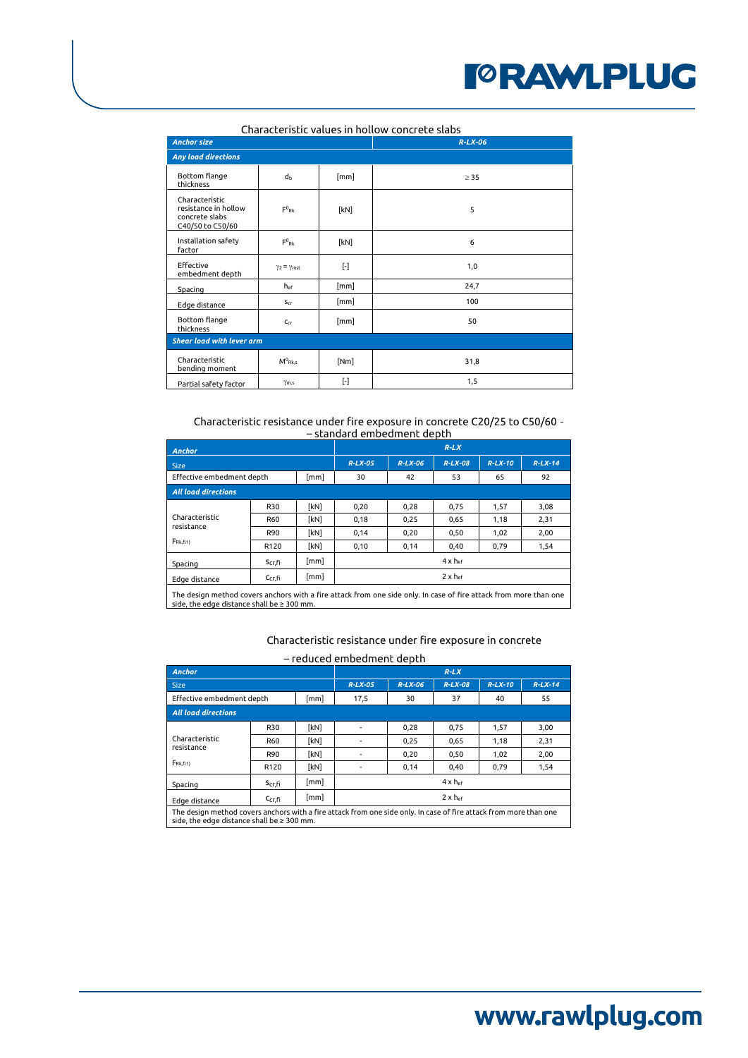## Characteristic values in hollow concrete slabs

| *Anchor size* | | | *R-LX-06* |
|---|---|---|---|
| *Any load directions* | | | |
| Bottom flange thickness | $d_b$ | [mm] | ≥ 35 |
| Characteristic resistance in hollow concrete slabs C40/50 to C50/60 | $F^0_{Rk}$ | [kN] | 5 |
| Installation safety factor | $F^0_{Rk}$ | [kN] | 6 |
| Effective embedment depth | $\gamma_2 = \gamma_{inst}$ | [-] | 1,0 |
| Spacing | $h_{ef}$ | [mm] | 24,7 |
| Edge distance | $s_{cr}$ | [mm] | 100 |
| Bottom flange thickness | $c_{cr}$ | [mm] | 50 |
| *Shear load with lever arm* | | | |
| Characteristic bending moment | $M^0_{Rk,s}$ | [Nm] | 31,8 |
| Partial safety factor | $\gamma_{m,s}$ | [-] | 1,5 |

## Characteristic resistance under fire exposure in concrete C20/25 to C50/60 – standard embedment depth

| *Anchor* | | | *R-LX* | | | | |
|---|---|---|---|---|---|---|---|
| Size | | | *R-LX-05* | *R-LX-06* | *R-LX-08* | *R-LX-10* | *R-LX-14* |
| Effective embedment depth | | [mm] | 30 | 42 | 53 | 65 | 92 |
| *All load directions* | | | | | | | |
| Characteristic resistance $F_{Rk,fi}$ 1) | R30 | [kN] | 0,20 | 0,28 | 0,75 | 1,57 | 3,08 |
| | R60 | [kN] | 0,18 | 0,25 | 0,65 | 1,18 | 2,31 |
| | R90 | [kN] | 0,14 | 0,20 | 0,50 | 1,02 | 2,00 |
| | R120 | [kN] | 0,10 | 0,14 | 0,40 | 0,79 | 1,54 |
| Spacing | $s_{cr,fi}$ | [mm] | 4 x $h_{ef}$ | | | | |
| Edge distance | $c_{cr,fi}$ | [mm] | 2 x $h_{ef}$ | | | | |

The design method covers anchors with a fire attack from one side only. In case of fire attack from more than one side, the edge distance shall be ≥ 300 mm.

## Characteristic resistance under fire exposure in concrete – reduced embedment depth

| *Anchor* | | | *R-LX* | | | | |
|---|---|---|---|---|---|---|---|
| Size | | | *R-LX-05* | *R-LX-06* | *R-LX-08* | *R-LX-10* | *R-LX-14* |
| Effective embedment depth | | [mm] | 17,5 | 30 | 37 | 40 | 55 |
| *All load directions* | | | | | | | |
| Characteristic resistance $F_{Rk,fi}$ 1) | R30 | [kN] | - | 0,28 | 0,75 | 1,57 | 3,00 |
| | R60 | [kN] | - | 0,25 | 0,65 | 1,18 | 2,31 |
| | R90 | [kN] | - | 0,20 | 0,50 | 1,02 | 2,00 |
| | R120 | [kN] | - | 0,14 | 0,40 | 0,79 | 1,54 |
| Spacing | $s_{cr,fi}$ | [mm] | 4 x $h_{ef}$ | | | | |
| Edge distance | $c_{cr,fi}$ | [mm] | 2 x $h_{ef}$ | | | | |

The design method covers anchors with a fire attack from one side only. In case of fire attack from more than one side, the edge distance shall be ≥ 300 mm.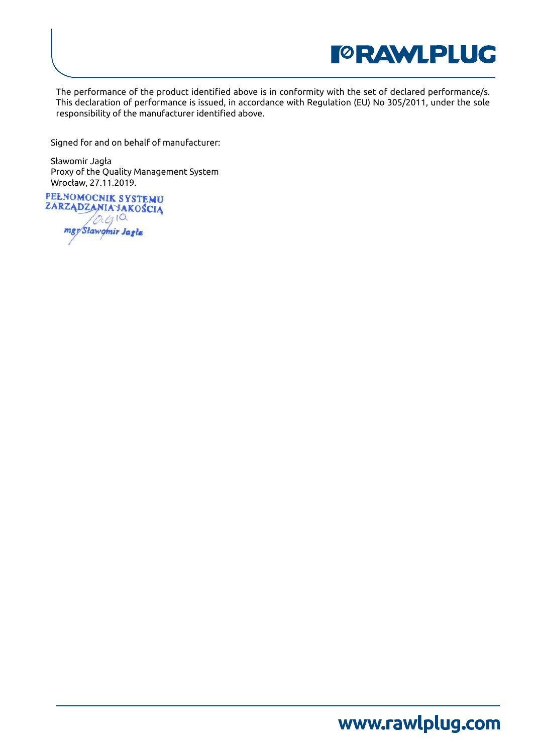The performance of the product identified above is in conformity with the set of declared performance/s. This declaration of performance is issued, in accordance with Regulation (EU) No 305/2011, under the sole responsibility of the manufacturer identified above.

Signed for and on behalf of manufacturer:

Sławomir Jagła
Proxy of the Quality Management System
Wrocław, 27.11.2019.

PEŁNOMOCNIK SYSTEMU
ZARZĄDZANIA JAKOŚCIĄ
mgr Sławomir Jagła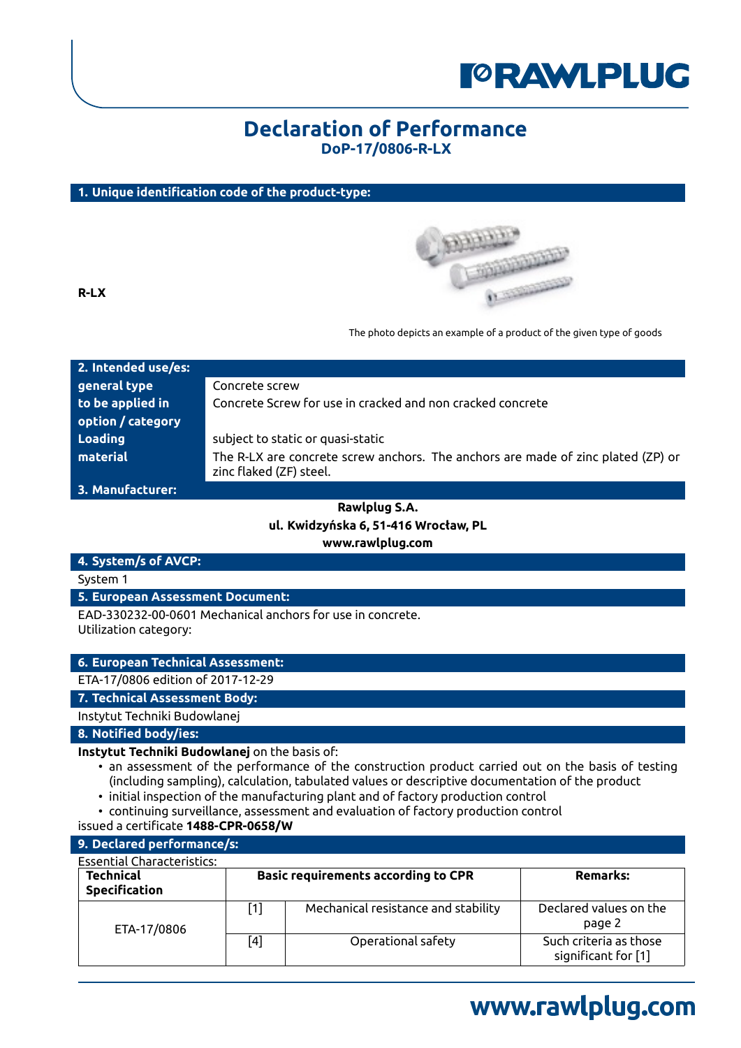# Declaration of Performance

**DoP-17/0806-R-LX**

## 1. Unique identification code of the product-type:

**R-LX**

The photo depicts an example of a product of the given type of goods

## 2. Intended use/es:

| | |
|---|---|
| **general type** | Concrete screw |
| **to be applied in** | Concrete Screw for use in cracked and non cracked concrete |
| **option / category** | |
| **Loading** | subject to static or quasi-static |
| **material** | The R-LX are concrete screw anchors. The anchors are made of zinc plated (ZP) or zinc flaked (ZF) steel. |

## 3. Manufacturer:

**Rawlplug S.A.**
**ul. Kwidzyńska 6, 51-416 Wrocław, PL**
**www.rawlplug.com**

## 4. System/s of AVCP:

System 1

## 5. European Assessment Document:

EAD-330232-00-0601 Mechanical anchors for use in concrete.
Utilization category:

## 6. European Technical Assessment:

ETA-17/0806 edition of 2017-12-29

## 7. Technical Assessment Body:

Instytut Techniki Budowlanej

## 8. Notified body/ies:

**Instytut Techniki Budowlanej** on the basis of:

- an assessment of the performance of the construction product carried out on the basis of testing (including sampling), calculation, tabulated values or descriptive documentation of the product
- initial inspection of the manufacturing plant and of factory production control
- continuing surveillance, assessment and evaluation of factory production control

issued a certificate **1488-CPR-0658/W**

## 9. Declared performance/s:

Essential Characteristics:

| **Technical Specification** | **Basic requirements according to CPR** | | **Remarks:** |
|---|---|---|---|
| ETA-17/0806 | [1] | Mechanical resistance and stability | Declared values on the page 2 |
| | [4] | Operational safety | Such criteria as those significant for [1] |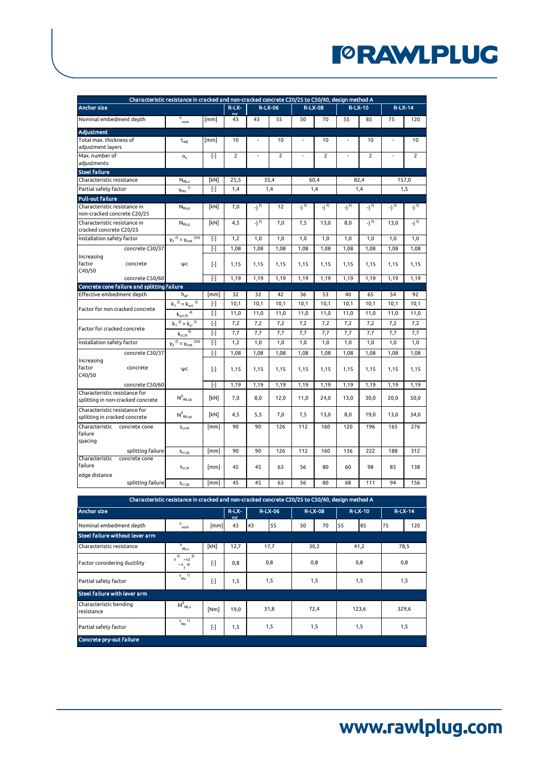| Characteristic resistance in cracked and non-cracked concrete C20/25 to C50/60, design method A | | | | | | | | | | | |
|---|---|---|---|---|---|---|---|---|---|---|---|
| **Anchor size** | | | R-LX-05 | R-LX-06 | | R-LX-08 | | R-LX-10 | | R-LX-14 | |
| Nominal embedment depth | $h_{nom}$ | [mm] | 43 | 43 | 55 | 50 | 70 | 55 | 85 | 75 | 120 |
| **Adjustment** | | | | | | | | | | | |
| Total max. thickness of adjustment layers | $t_{adj}$ | [mm] | 10 | - | 10 | - | 10 | - | 10 | - | 10 |
| Max. number of adjustments | $n_s$ | [-] | 2 | - | 2 | - | 2 | - | 2 | - | 2 |
| **Steel failure** | | | | | | | | | | | |
| Characteristic resistance | $N_{Rk,s}$ | [kN] | 25,5 | 35,4 | | 60,4 | | 82,4 | | 157,0 | |
| Partial safety factor | $\gamma_{Ms}$ 1) | [-] | 1,4 | 1,4 | | 1,4 | | 1,4 | | 1,5 | |
| **Pull-out failure** | | | | | | | | | | | |
| Characteristic resistance in non-cracked concrete C20/25 | $N_{Rk,p}$ | [kN] | 7,0 | -) 5) | 12 | -) 5) | -) 5) | -) 5) | -) 5) | -) 5) | -) 5) |
| Characteristic resistance in cracked concrete C20/25 | $N_{Rk,p}$ | [kN] | 4,5 | -) 5) | 7,0 | 7,5 | 13,0 | 8,0 | -) 5) | 13,0 | -) 5) |
| Installation safety factor | $\gamma_2$ 2) = $\gamma_{inst}$ 3)4) | [-] | 1,2 | 1,0 | 1,0 | 1,0 | 1,0 | 1,0 | 1,0 | 1,0 | 1,0 |
| Increasing factor — concrete C30/37 | ψc | [-] | 1,08 | 1,08 | 1,08 | 1,08 | 1,08 | 1,08 | 1,08 | 1,08 | 1,08 |
| Increasing factor — concrete C40/50 | ψc | [-] | 1,15 | 1,15 | 1,15 | 1,15 | 1,15 | 1,15 | 1,15 | 1,15 | 1,15 |
| Increasing factor — concrete C50/60 | ψc | [-] | 1,19 | 1,19 | 1,19 | 1,19 | 1,19 | 1,19 | 1,19 | 1,19 | 1,19 |
| **Concrete cone failure and splitting failure** | | | | | | | | | | | |
| Effective embedment depth | $h_{ef}$ | [mm] | 32 | 32 | 42 | 36 | 53 | 40 | 65 | 54 | 92 |
| Factor for non cracked concrete | $k_1$ 2) = $k_{ucr}$ 3) | [-] | 10,1 | 10,1 | 10,1 | 10,1 | 10,1 | 10,1 | 10,1 | 10,1 | 10,1 |
| | $k_{ucr,N}$ 4) | [-] | 11,0 | 11,0 | 11,0 | 11,0 | 11,0 | 11,0 | 11,0 | 11,0 | 11,0 |
| Factor for cracked concrete | $k_1$ 2) = $k_{cr}$ 3) | [-] | 7,2 | 7,2 | 7,2 | 7,2 | 7,2 | 7,2 | 7,2 | 7,2 | 7,2 |
| | $k_{cr,N}$ 4) | [-] | 7,7 | 7,7 | 7,7 | 7,7 | 7,7 | 7,7 | 7,7 | 7,7 | 7,7 |
| Installation safety factor | $\gamma_2$ 2) = $\gamma_{inst}$ 3)4) | [-] | 1,2 | 1,0 | 1,0 | 1,0 | 1,0 | 1,0 | 1,0 | 1,0 | 1,0 |
| Increasing factor — concrete C30/37 | ψc | [-] | 1,08 | 1,08 | 1,08 | 1,08 | 1,08 | 1,08 | 1,08 | 1,08 | 1,08 |
| Increasing factor — concrete C40/50 | ψc | [-] | 1,15 | 1,15 | 1,15 | 1,15 | 1,15 | 1,15 | 1,15 | 1,15 | 1,15 |
| Increasing factor — concrete C50/60 | ψc | [-] | 1,19 | 1,19 | 1,19 | 1,19 | 1,19 | 1,19 | 1,19 | 1,19 | 1,19 |
| Characteristic resistance for splitting in non-cracked concrete | $N^0_{Rk,sp}$ | [kN] | 7,0 | 8,0 | 12,0 | 11,0 | 24,0 | 13,0 | 30,0 | 20,0 | 50,0 |
| Characteristic resistance for splitting in cracked concrete | $N^0_{Rk,sp}$ | [kN] | 4,5 | 5,5 | 7,0 | 7,5 | 13,0 | 8,0 | 19,0 | 13,0 | 34,0 |
| Characteristic failure spacing — concrete cone | $s_{cr,N}$ | [mm] | 90 | 90 | 126 | 112 | 160 | 120 | 196 | 165 | 276 |
| Characteristic failure spacing — splitting failure | $s_{cr,sp}$ | [mm] | 90 | 90 | 126 | 112 | 160 | 136 | 222 | 188 | 312 |
| Characteristic failure edge distance — concrete cone | $s_{cr,N}$ | [mm] | 45 | 45 | 63 | 56 | 80 | 60 | 98 | 83 | 138 |
| Characteristic failure edge distance — splitting failure | $s_{cr,sp}$ | [mm] | 45 | 45 | 63 | 56 | 80 | 68 | 111 | 94 | 156 |

| Characteristic resistance in cracked and non-cracked concrete C20/25 to C50/60, design method A | | | | | | | | | | | |
|---|---|---|---|---|---|---|---|---|---|---|---|
| **Anchor size** | | | R-LX-05 | R-LX-06 | | R-LX-08 | | R-LX-10 | | R-LX-14 | |
| Nominal embedment depth | $h_{nom}$ | [mm] | 43 | 43 | 55 | 50 | 70 | 55 | 85 | 75 | 120 |
| **Steel failure without lever arm** | | | | | | | | | | | |
| Characteristic resistance | $V_{Rk,s}$ | [kN] | 12,7 | 17,7 | | 30,2 | | 41,2 | | 78,5 | |
| Factor considering ductility | $k$ 2) = $k_2$ 3) = $k_7$ 4) | [-] | 0,8 | 0,8 | | 0,8 | | 0,8 | | 0,8 | |
| Partial safety factor | $\gamma_{Ms}$ 1) | [-] | 1,5 | 1,5 | | 1,5 | | 1,5 | | 1,5 | |
| **Steel failure with lever arm** | | | | | | | | | | | |
| Characteristic bending resistance | $M^0_{Rk,s}$ | [Nm] | 19,0 | 31,8 | | 72,4 | | 123,6 | | 329,6 | |
| Partial safety factor | $\gamma_{Ms}$ 1) | [-] | 1,5 | 1,5 | | 1,5 | | 1,5 | | 1,5 | |
| **Concrete pry-out failure** | | | | | | | | | | | |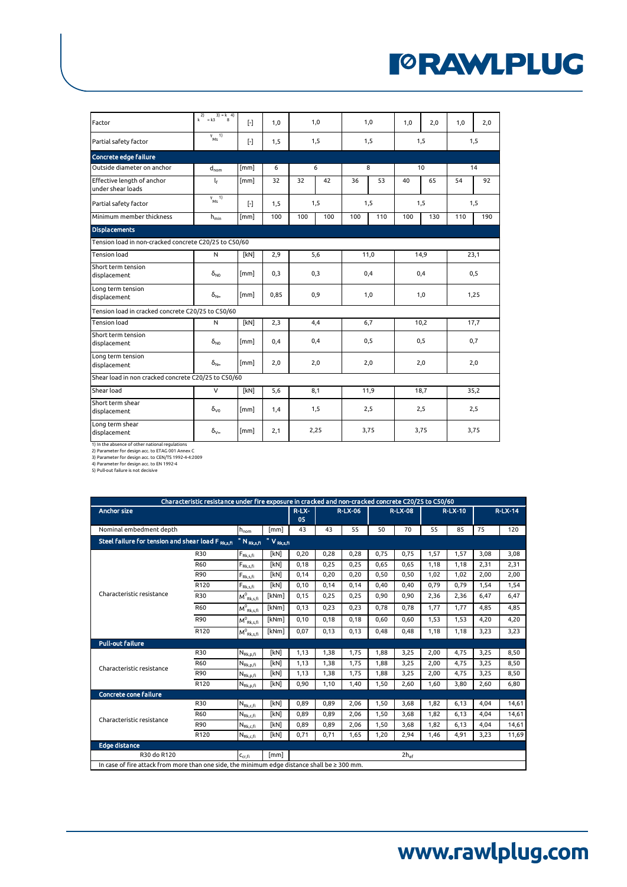| | | | | | | | | | | | |
|---|---|---|---|---|---|---|---|---|---|---|---|
| Factor | $k^{2)} = k3^{3)} = k_8^{4)}$ | [-] | 1,0 | 1,0 | | 1,0 | | 1,0 | 2,0 | 1,0 | 2,0 |
| Partial safety factor | $\gamma_{Ms}^{1)}$ | [-] | 1,5 | 1,5 | | 1,5 | | 1,5 | | 1,5 | |
| **Concrete edge failure** | | | | | | | | | | | |
| Outside diameter on anchor | $d_{nom}$ | [mm] | 6 | 6 | | 8 | | 10 | | 14 | |
| Effective length of anchor under shear loads | $l_f$ | [mm] | 32 | 32 | 42 | 36 | 53 | 40 | 65 | 54 | 92 |
| Partial safety factor | $\gamma_{Ms}^{1)}$ | [-] | 1,5 | 1,5 | | 1,5 | | 1,5 | | 1,5 | |
| Minimum member thickness | $h_{min}$ | [mm] | 100 | 100 | 100 | 100 | 110 | 100 | 130 | 110 | 190 |
| **Displacements** | | | | | | | | | | | |
| Tension load in non-cracked concrete C20/25 to C50/60 | | | | | | | | | | | |
| Tension load | N | [kN] | 2,9 | 5,6 | | 11,0 | | 14,9 | | 23,1 | |
| Short term tension displacement | $\delta_{N0}$ | [mm] | 0,3 | 0,3 | | 0,4 | | 0,4 | | 0,5 | |
| Long term tension displacement | $\delta_{N\infty}$ | [mm] | 0,85 | 0,9 | | 1,0 | | 1,0 | | 1,25 | |
| Tension load in cracked concrete C20/25 to C50/60 | | | | | | | | | | | |
| Tension load | N | [kN] | 2,3 | 4,4 | | 6,7 | | 10,2 | | 17,7 | |
| Short term tension displacement | $\delta_{N0}$ | [mm] | 0,4 | 0,4 | | 0,5 | | 0,5 | | 0,7 | |
| Long term tension displacement | $\delta_{N\infty}$ | [mm] | 2,0 | 2,0 | | 2,0 | | 2,0 | | 2,0 | |
| Shear load in non cracked concrete C20/25 to C50/60 | | | | | | | | | | | |
| Shear load | V | [kN] | 5,6 | 8,1 | | 11,9 | | 18,7 | | 35,2 | |
| Short term shear displacement | $\delta_{V0}$ | [mm] | 1,4 | 1,5 | | 2,5 | | 2,5 | | 2,5 | |
| Long term shear displacement | $\delta_{V\infty}$ | [mm] | 2,1 | 2,25 | | 3,75 | | 3,75 | | 3,75 | |

1) In the absence of other national regulations
2) Parameter for design acc. to ETAG 001 Annex C
3) Parameter for design acc. to CEN/TS 1992-4-4:2009
4) Parameter for design acc. to EN 1992-4
5) Pull-out failure is not decisive

**Characteristic resistance under fire exposure in cracked and non-cracked concrete C20/25 to C50/60**

| Anchor size | | | | R-LX-05 | R-LX-06 | | R-LX-08 | | R-LX-10 | | R-LX-14 | |
|---|---|---|---|---|---|---|---|---|---|---|---|---|
| Nominal embedment depth | | $h_{nom}$ | [mm] | 43 | 43 | 55 | 50 | 70 | 55 | 85 | 75 | 120 |
| **Steel failure for tension and shear load $F_{Rk,s,fi} = N_{Rk,s,fi} = V_{Rk,s,fi}$** | | | | | | | | | | | | |
| Characteristic resistance | R30 | $F_{Rk,s,fi}$ | [kN] | 0,20 | 0,28 | 0,28 | 0,75 | 0,75 | 1,57 | 1,57 | 3,08 | 3,08 |
| | R60 | $F_{Rk,s,fi}$ | [kN] | 0,18 | 0,25 | 0,25 | 0,65 | 0,65 | 1,18 | 1,18 | 2,31 | 2,31 |
| | R90 | $F_{Rk,s,fi}$ | [kN] | 0,14 | 0,20 | 0,20 | 0,50 | 0,50 | 1,02 | 1,02 | 2,00 | 2,00 |
| | R120 | $F_{Rk,s,fi}$ | [kN] | 0,10 | 0,14 | 0,14 | 0,40 | 0,40 | 0,79 | 0,79 | 1,54 | 1,54 |
| | R30 | $M^0_{Rk,s,fi}$ | [kNm] | 0,15 | 0,25 | 0,25 | 0,90 | 0,90 | 2,36 | 2,36 | 6,47 | 6,47 |
| | R60 | $M^0_{Rk,s,fi}$ | [kNm] | 0,13 | 0,23 | 0,23 | 0,78 | 0,78 | 1,77 | 1,77 | 4,85 | 4,85 |
| | R90 | $M^0_{Rk,s,fi}$ | [kNm] | 0,10 | 0,18 | 0,18 | 0,60 | 0,60 | 1,53 | 1,53 | 4,20 | 4,20 |
| | R120 | $M^0_{Rk,s,fi}$ | [kNm] | 0,07 | 0,13 | 0,13 | 0,48 | 0,48 | 1,18 | 1,18 | 3,23 | 3,23 |
| **Pull-out failure** | | | | | | | | | | | | |
| Characteristic resistance | R30 | $N_{Rk,p,fi}$ | [kN] | 1,13 | 1,38 | 1,75 | 1,88 | 3,25 | 2,00 | 4,75 | 3,25 | 8,50 |
| | R60 | $N_{Rk,p,fi}$ | [kN] | 1,13 | 1,38 | 1,75 | 1,88 | 3,25 | 2,00 | 4,75 | 3,25 | 8,50 |
| | R90 | $N_{Rk,p,fi}$ | [kN] | 1,13 | 1,38 | 1,75 | 1,88 | 3,25 | 2,00 | 4,75 | 3,25 | 8,50 |
| | R120 | $N_{Rk,p,fi}$ | [kN] | 0,90 | 1,10 | 1,40 | 1,50 | 2,60 | 1,60 | 3,80 | 2,60 | 6,80 |
| **Concrete cone failure** | | | | | | | | | | | | |
| Characteristic resistance | R30 | $N_{Rk,c,fi}$ | [kN] | 0,89 | 0,89 | 2,06 | 1,50 | 3,68 | 1,82 | 6,13 | 4,04 | 14,61 |
| | R60 | $N_{Rk,c,fi}$ | [kN] | 0,89 | 0,89 | 2,06 | 1,50 | 3,68 | 1,82 | 6,13 | 4,04 | 14,61 |
| | R90 | $N_{Rk,c,fi}$ | [kN] | 0,89 | 0,89 | 2,06 | 1,50 | 3,68 | 1,82 | 6,13 | 4,04 | 14,61 |
| | R120 | $N_{Rk,c,fi}$ | [kN] | 0,71 | 0,71 | 1,65 | 1,20 | 2,94 | 1,46 | 4,91 | 3,23 | 11,69 |
| **Edge distance** | | | | | | | | | | | | |
| R30 do R120 | | $c_{cr,fi}$ | [mm] | $2h_{ef}$ | | | | | | | | |
| In case of fire attack from more than one side, the minimum edge distance shall be ≥ 300 mm. | | | | | | | | | | | | |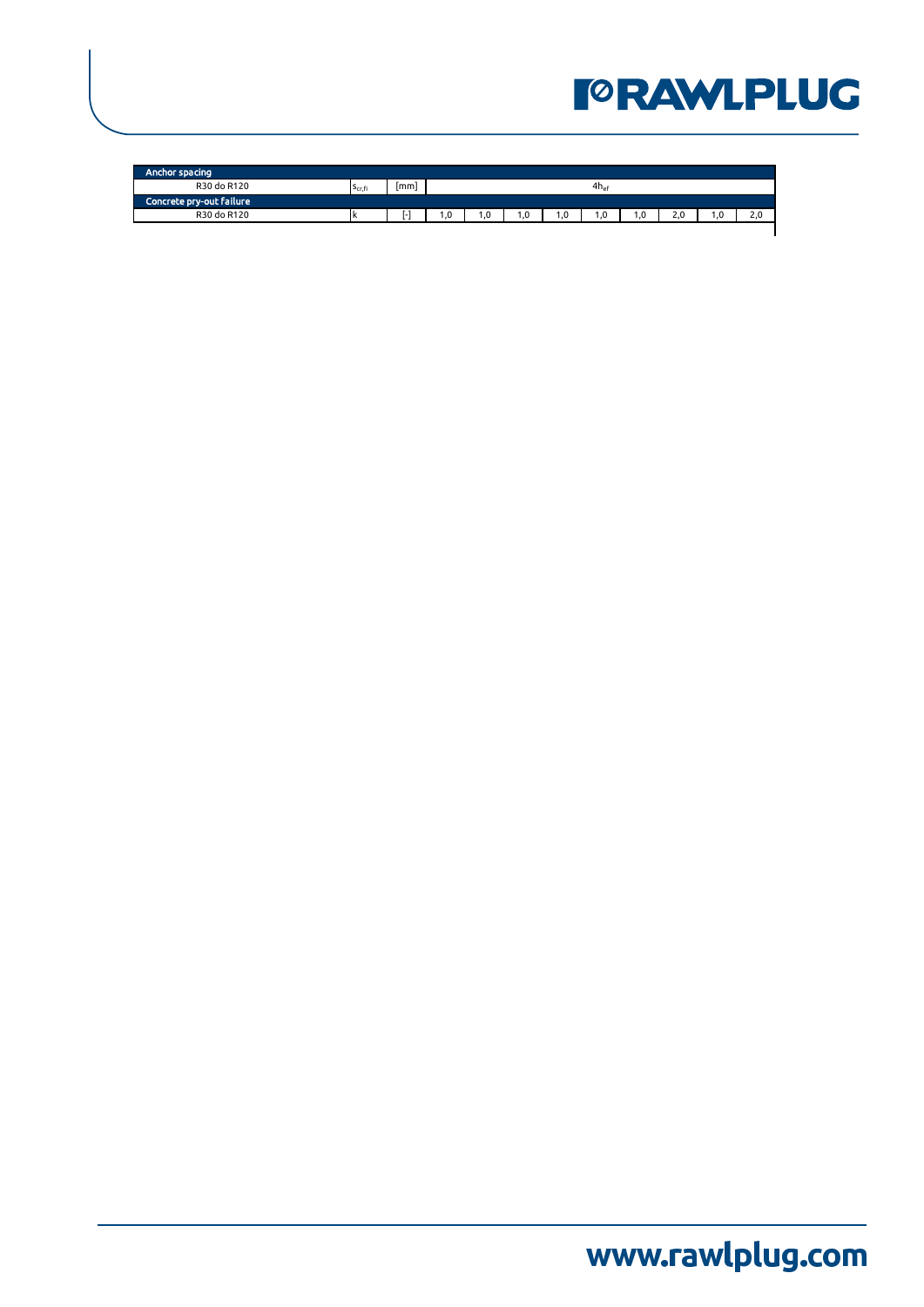| Anchor spacing | | | | | | | | | | | |
|---|---|---|---|---|---|---|---|---|---|---|---|
| R30 do R120 | $s_{cr,fi}$ | [mm] | $4h_{ef}$ | | | | | | | | |
| **Concrete pry-out failure** | | | | | | | | | | | |
| R30 do R120 | k | [-] | 1,0 | 1,0 | 1,0 | 1,0 | 1,0 | 1,0 | 2,0 | 1,0 | 2,0 |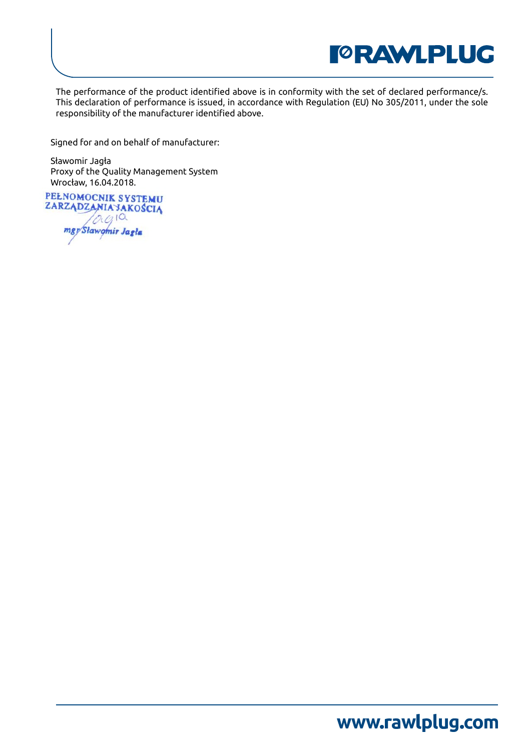The performance of the product identified above is in conformity with the set of declared performance/s. This declaration of performance is issued, in accordance with Regulation (EU) No 305/2011, under the sole responsibility of the manufacturer identified above.

Signed for and on behalf of manufacturer:

Sławomir Jagła
Proxy of the Quality Management System
Wrocław, 16.04.2018.

PEŁNOMOCNIK SYSTEMU
ZARZĄDZANIA JAKOŚCIĄ
mgr Sławomir Jagła